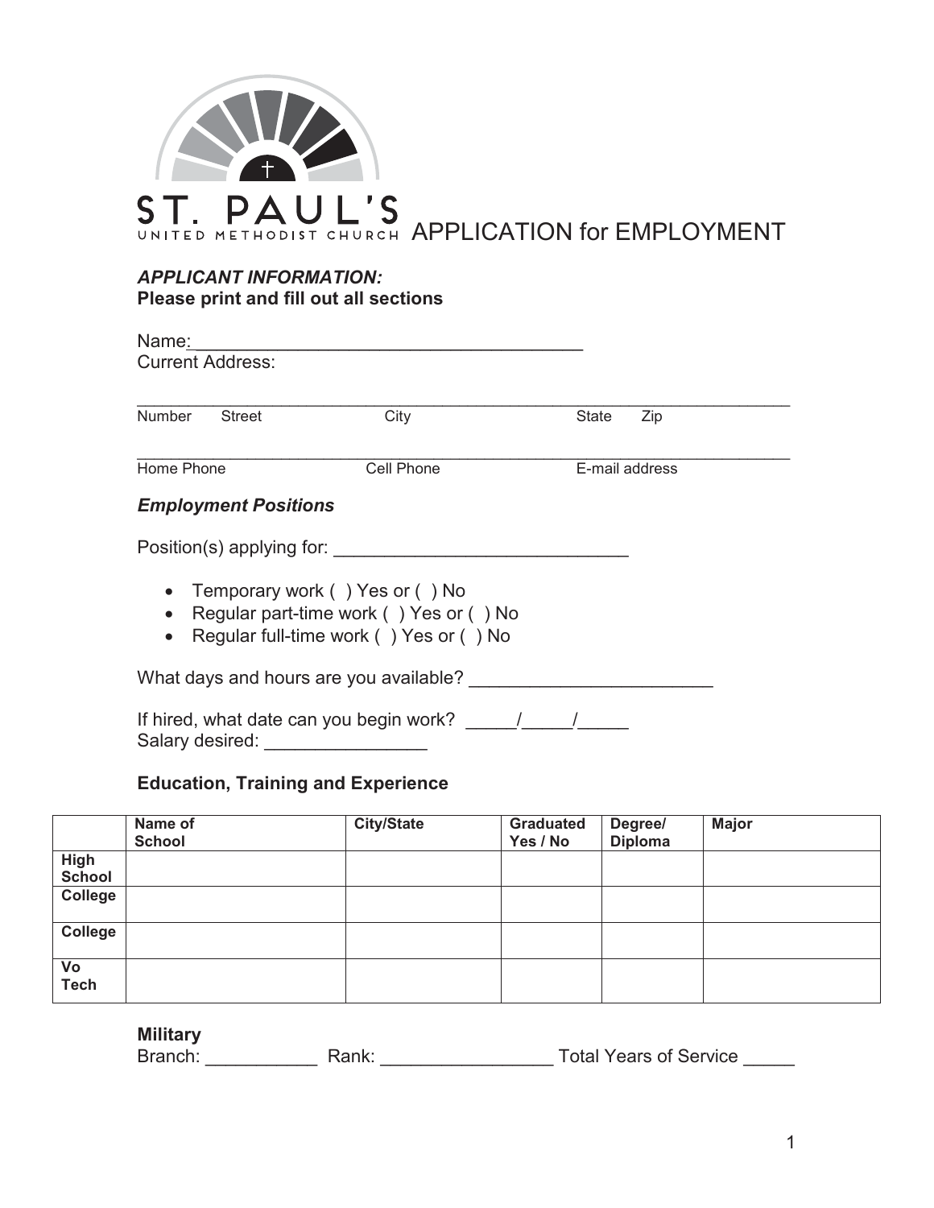# ST. PAUL'S UNITED METHODIST CHURCH APPLICATION for EMPLOYMENT

***APPLICANT INFORMATION:***
**Please print and fill out all sections**

Name:_______________________________________
Current Address:

_______________________________________________________________
Number     Street     City     State     Zip

_______________________________________________________________
Home Phone     Cell Phone     E-mail address

***Employment Positions***

Position(s) applying for: _____________________________

- Temporary work ( ) Yes or ( ) No
- Regular part-time work ( ) Yes or ( ) No
- Regular full-time work ( ) Yes or ( ) No

What days and hours are you available? ________________________

If hired, what date can you begin work? _____/_____/_____
Salary desired: ________________

**Education, Training and Experience**

| | Name of School | City/State | Graduated Yes / No | Degree/ Diploma | Major |
|---|---|---|---|---|---|
| **High School** | | | | | |
| **College** | | | | | |
| **College** | | | | | |
| **Vo Tech** | | | | | |

**Military**
Branch: ___________ Rank: ________________ Total Years of Service _____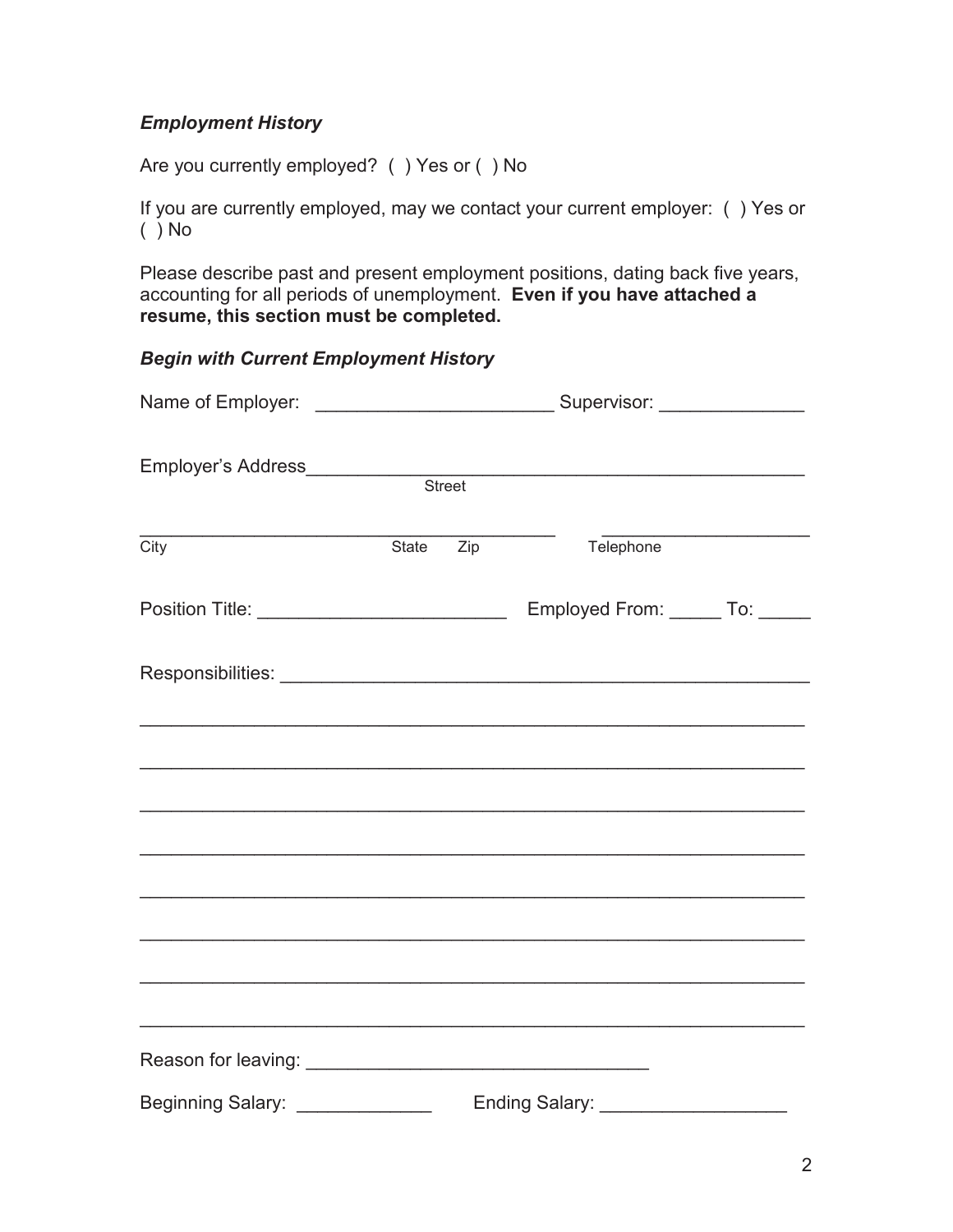***Employment History***

Are you currently employed? ( ) Yes or ( ) No

If you are currently employed, may we contact your current employer: ( ) Yes or ( ) No

Please describe past and present employment positions, dating back five years, accounting for all periods of unemployment. **Even if you have attached a resume, this section must be completed.**

***Begin with Current Employment History***

Name of Employer: ______________________ Supervisor: ______________

Employer's Address__________________________________________________
Street

________________________________________ ____________________
City State Zip Telephone

Position Title: ________________________ Employed From: _____ To: _____

Responsibilities: ____________________________________________________

_______________________________________________________________

_______________________________________________________________

_______________________________________________________________

_______________________________________________________________

_______________________________________________________________

_______________________________________________________________

_______________________________________________________________

_______________________________________________________________

Reason for leaving: ________________________________

Beginning Salary: _____________ Ending Salary: _________________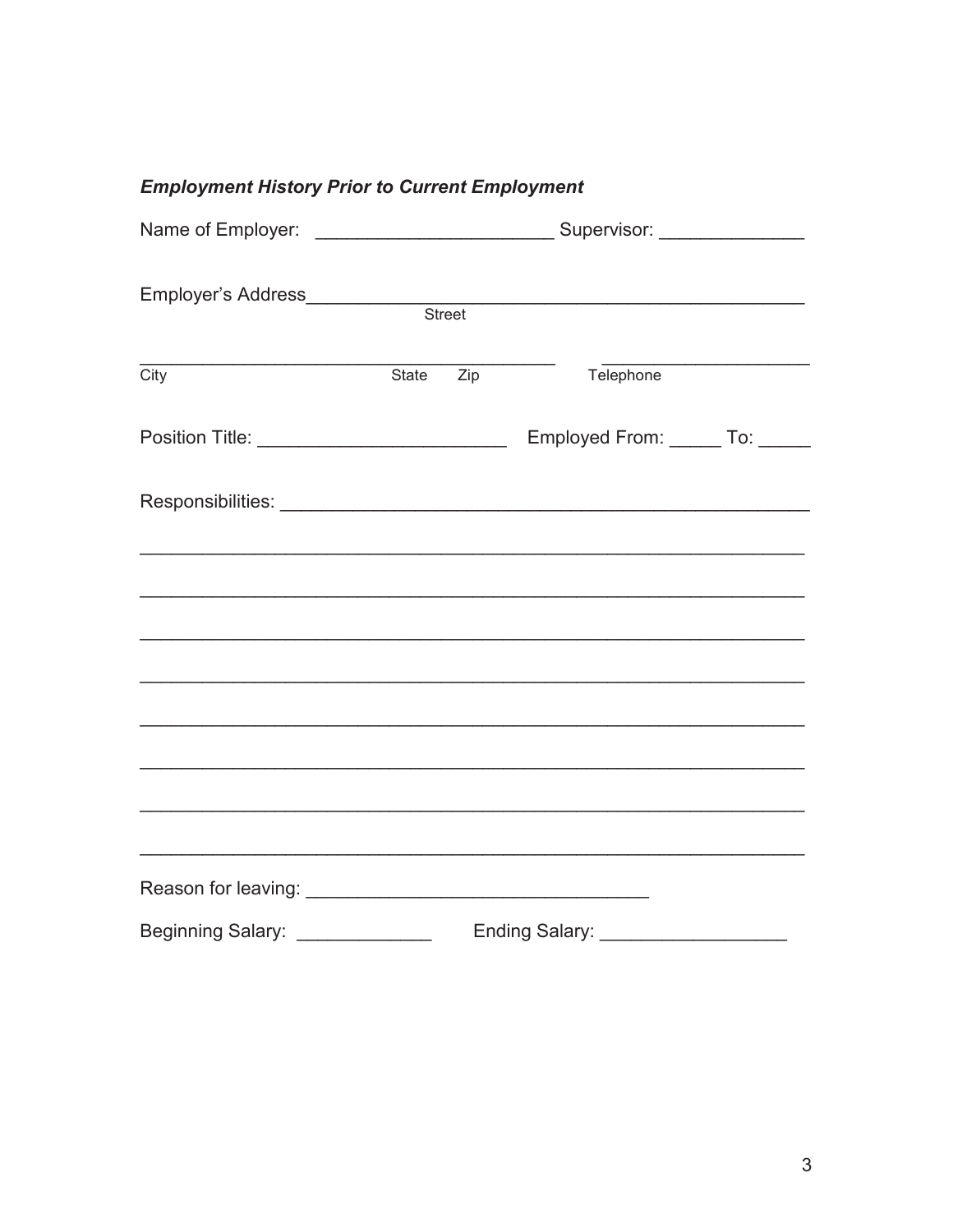### *Employment History Prior to Current Employment*

Name of Employer: ______________________ Supervisor: ______________

Employer's Address_______________________________________________
Street

________________________________________ ____________________
City State Zip Telephone

Position Title: ________________________ Employed From: _____ To: _____

Responsibilities: _________________________________________________

_______________________________________________________________

_______________________________________________________________

_______________________________________________________________

_______________________________________________________________

_______________________________________________________________

_______________________________________________________________

_______________________________________________________________

_______________________________________________________________

Reason for leaving: ________________________________

Beginning Salary: _____________ Ending Salary: _________________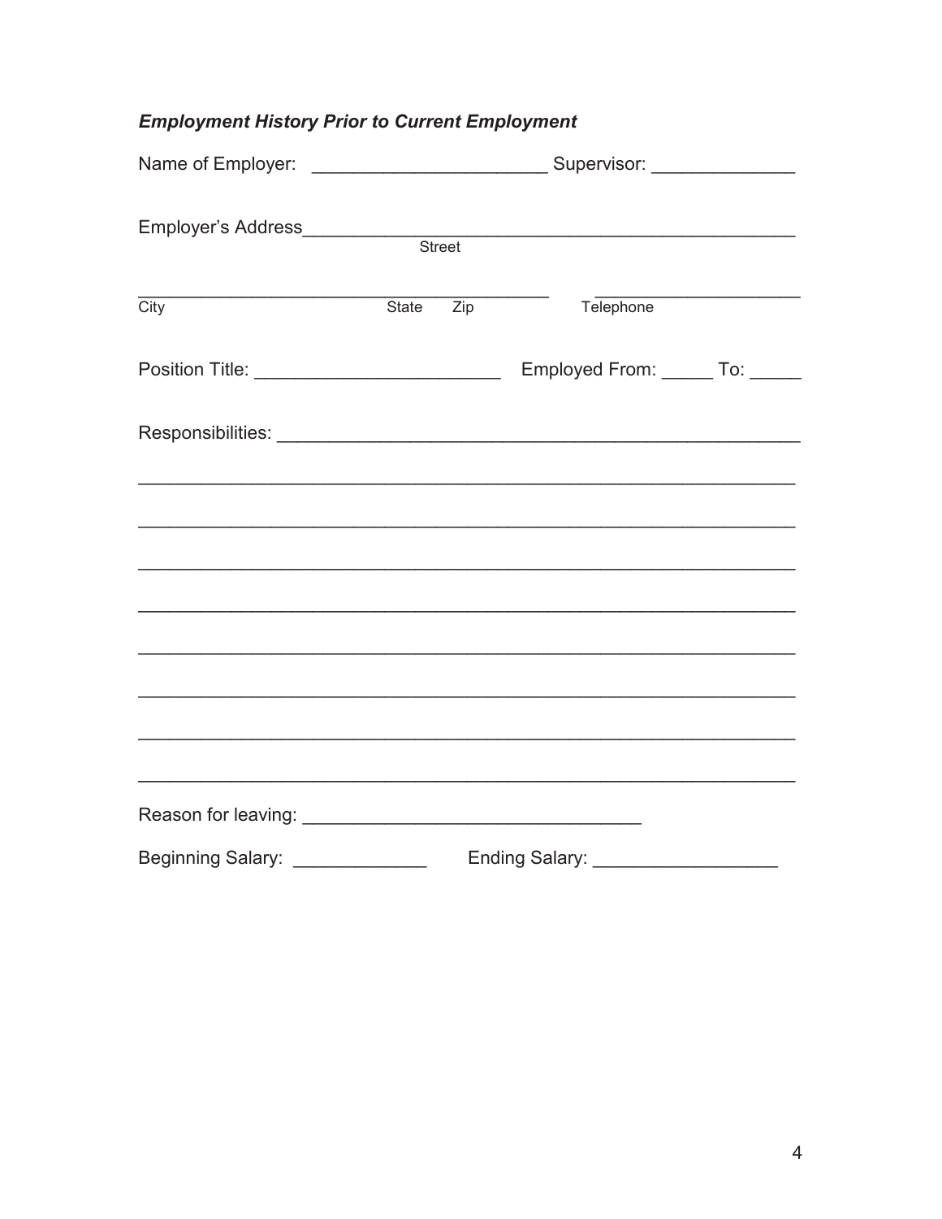***Employment History Prior to Current Employment***

Name of Employer: ______________________ Supervisor: ______________

Employer's Address_______________________________________________
Street

_______________________________________ ____________________
City State Zip Telephone

Position Title: _______________________ Employed From: _____ To: _____

Responsibilities: __________________________________________________

______________________________________________________________

______________________________________________________________

______________________________________________________________

______________________________________________________________

______________________________________________________________

______________________________________________________________

______________________________________________________________

______________________________________________________________

Reason for leaving: ________________________________

Beginning Salary: _____________ Ending Salary: _________________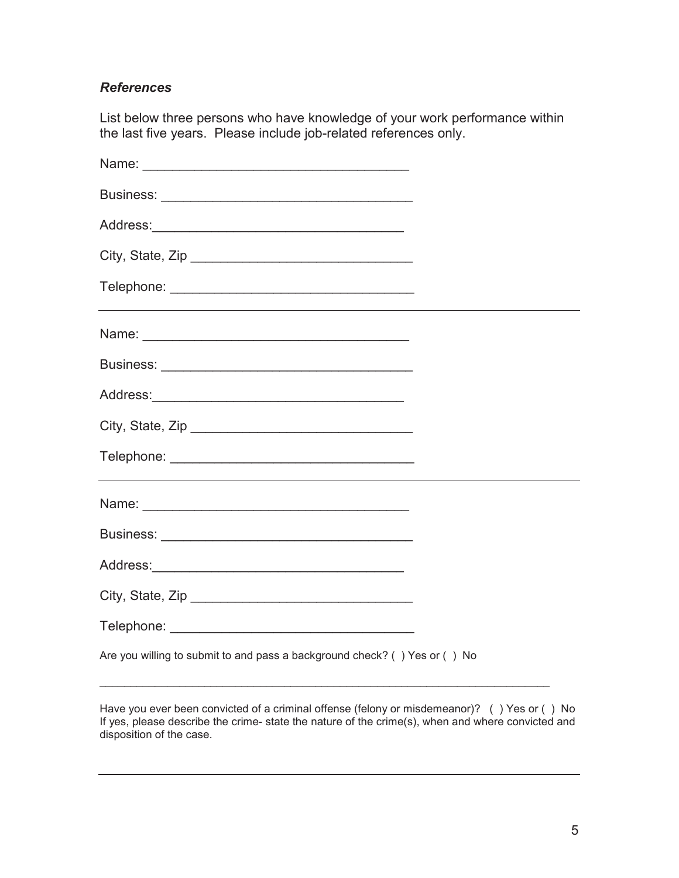***References***

List below three persons who have knowledge of your work performance within the last five years. Please include job-related references only.

Name: ___________________________________

Business: _________________________________

Address:_________________________________

City, State, Zip _____________________________

Telephone: ________________________________

---

Name: ___________________________________

Business: _________________________________

Address:_________________________________

City, State, Zip _____________________________

Telephone: ________________________________

---

Name: ___________________________________

Business: _________________________________

Address:_________________________________

City, State, Zip _____________________________

Telephone: ________________________________

Are you willing to submit to and pass a background check? ( ) Yes or ( ) No

_____________________________________________________________________

Have you ever been convicted of a criminal offense (felony or misdemeanor)? ( ) Yes or ( ) No
If yes, please describe the crime- state the nature of the crime(s), when and where convicted and disposition of the case.

---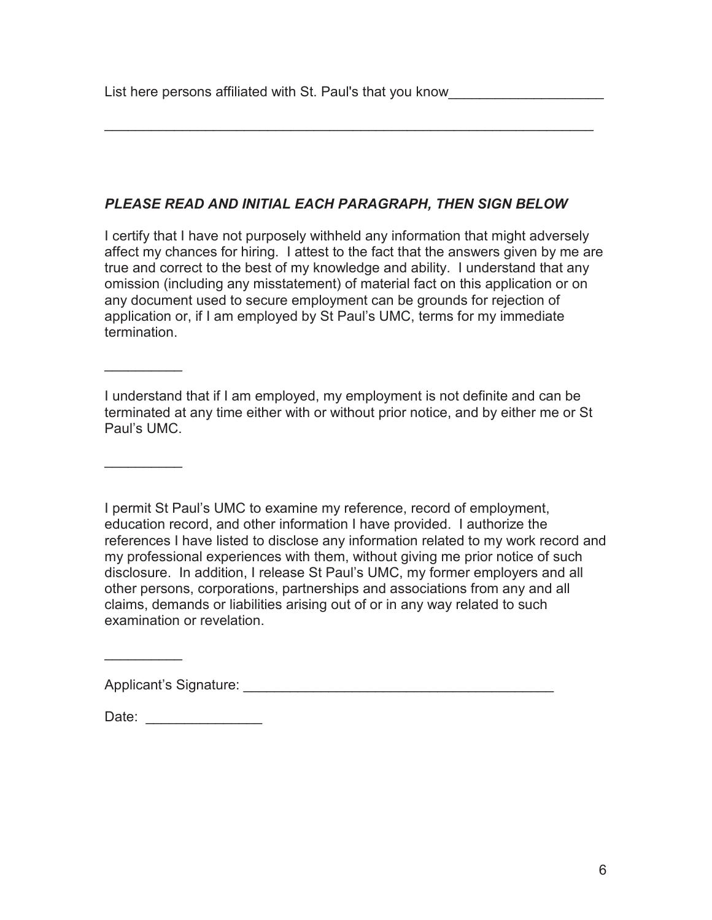List here persons affiliated with St. Paul's that you know____________________

_______________________________________________________________

***PLEASE READ AND INITIAL EACH PARAGRAPH, THEN SIGN BELOW***

I certify that I have not purposely withheld any information that might adversely affect my chances for hiring. I attest to the fact that the answers given by me are true and correct to the best of my knowledge and ability. I understand that any omission (including any misstatement) of material fact on this application or on any document used to secure employment can be grounds for rejection of application or, if I am employed by St Paul's UMC, terms for my immediate termination.

__________

I understand that if I am employed, my employment is not definite and can be terminated at any time either with or without prior notice, and by either me or St Paul's UMC.

__________

I permit St Paul's UMC to examine my reference, record of employment, education record, and other information I have provided. I authorize the references I have listed to disclose any information related to my work record and my professional experiences with them, without giving me prior notice of such disclosure. In addition, I release St Paul's UMC, my former employers and all other persons, corporations, partnerships and associations from any and all claims, demands or liabilities arising out of or in any way related to such examination or revelation.

__________

Applicant's Signature: ________________________________________

Date: _______________